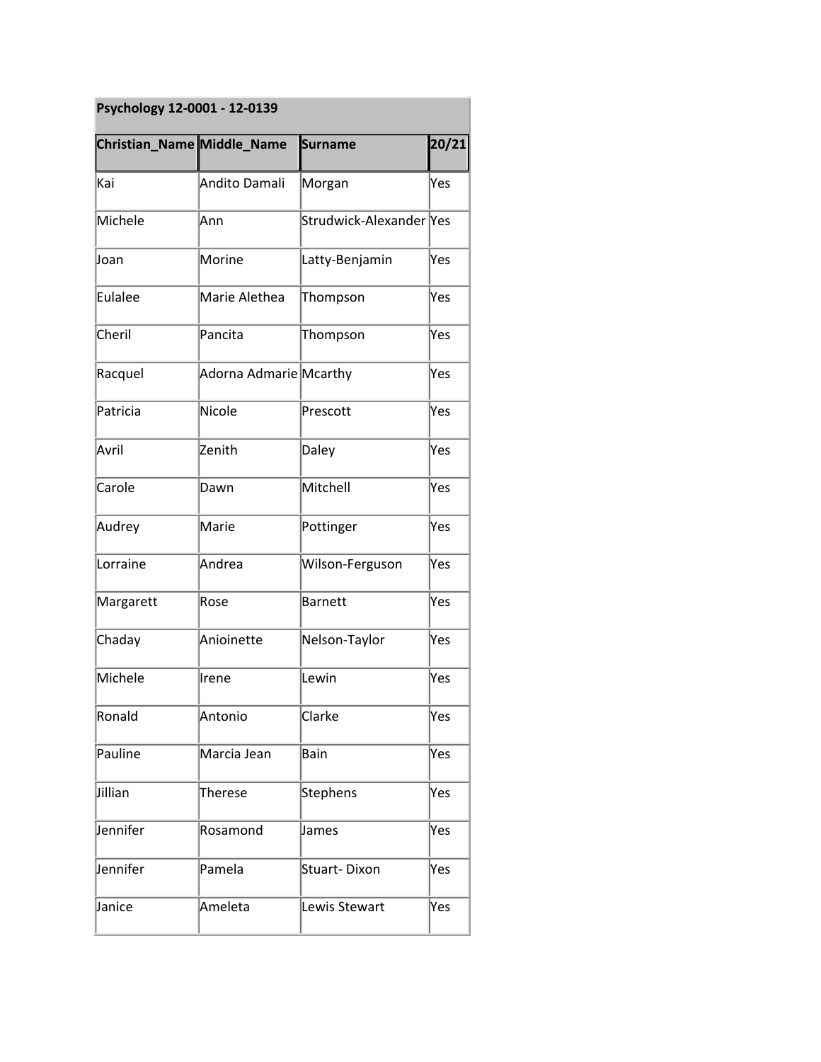| Psychology 12-0001 - 12-0139 | | | |
|---|---|---|---|
| **Christian_Name** | **Middle_Name** | **Surname** | **20/21** |
| Kai | Andito Damali | Morgan | Yes |
| Michele | Ann | Strudwick-Alexander | Yes |
| Joan | Morine | Latty-Benjamin | Yes |
| Eulalee | Marie Alethea | Thompson | Yes |
| Cheril | Pancita | Thompson | Yes |
| Racquel | Adorna Admarie | Mcarthy | Yes |
| Patricia | Nicole | Prescott | Yes |
| Avril | Zenith | Daley | Yes |
| Carole | Dawn | Mitchell | Yes |
| Audrey | Marie | Pottinger | Yes |
| Lorraine | Andrea | Wilson-Ferguson | Yes |
| Margarett | Rose | Barnett | Yes |
| Chaday | Anioinette | Nelson-Taylor | Yes |
| Michele | Irene | Lewin | Yes |
| Ronald | Antonio | Clarke | Yes |
| Pauline | Marcia Jean | Bain | Yes |
| Jillian | Therese | Stephens | Yes |
| Jennifer | Rosamond | James | Yes |
| Jennifer | Pamela | Stuart- Dixon | Yes |
| Janice | Ameleta | Lewis Stewart | Yes |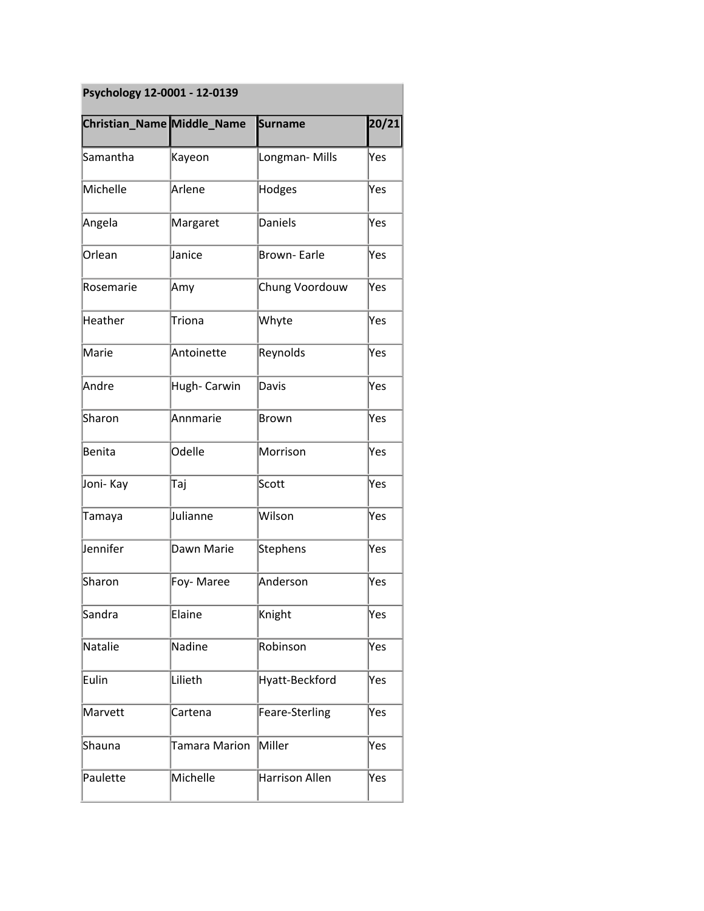| Psychology 12-0001 - 12-0139 | | | |
|---|---|---|---|
| **Christian_Name** | **Middle_Name** | **Surname** | **20/21** |
| Samantha | Kayeon | Longman- Mills | Yes |
| Michelle | Arlene | Hodges | Yes |
| Angela | Margaret | Daniels | Yes |
| Orlean | Janice | Brown- Earle | Yes |
| Rosemarie | Amy | Chung Voordouw | Yes |
| Heather | Triona | Whyte | Yes |
| Marie | Antoinette | Reynolds | Yes |
| Andre | Hugh- Carwin | Davis | Yes |
| Sharon | Annmarie | Brown | Yes |
| Benita | Odelle | Morrison | Yes |
| Joni- Kay | Taj | Scott | Yes |
| Tamaya | Julianne | Wilson | Yes |
| Jennifer | Dawn Marie | Stephens | Yes |
| Sharon | Foy- Maree | Anderson | Yes |
| Sandra | Elaine | Knight | Yes |
| Natalie | Nadine | Robinson | Yes |
| Eulin | Lilieth | Hyatt-Beckford | Yes |
| Marvett | Cartena | Feare-Sterling | Yes |
| Shauna | Tamara Marion | Miller | Yes |
| Paulette | Michelle | Harrison Allen | Yes |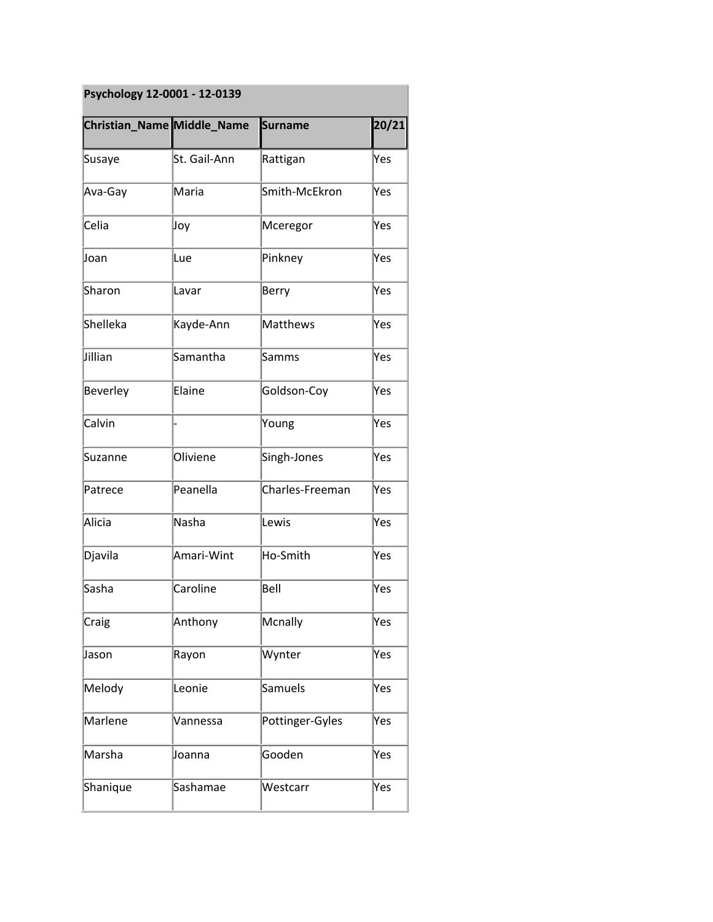| Psychology 12-0001 - 12-0139 | | | |
|---|---|---|---|
| **Christian_Name** | **Middle_Name** | **Surname** | **20/21** |
| Susaye | St. Gail-Ann | Rattigan | Yes |
| Ava-Gay | Maria | Smith-McEkron | Yes |
| Celia | Joy | Mceregor | Yes |
| Joan | Lue | Pinkney | Yes |
| Sharon | Lavar | Berry | Yes |
| Shelleka | Kayde-Ann | Matthews | Yes |
| Jillian | Samantha | Samms | Yes |
| Beverley | Elaine | Goldson-Coy | Yes |
| Calvin | - | Young | Yes |
| Suzanne | Oliviene | Singh-Jones | Yes |
| Patrece | Peanella | Charles-Freeman | Yes |
| Alicia | Nasha | Lewis | Yes |
| Djavila | Amari-Wint | Ho-Smith | Yes |
| Sasha | Caroline | Bell | Yes |
| Craig | Anthony | Mcnally | Yes |
| Jason | Rayon | Wynter | Yes |
| Melody | Leonie | Samuels | Yes |
| Marlene | Vannessa | Pottinger-Gyles | Yes |
| Marsha | Joanna | Gooden | Yes |
| Shanique | Sashamae | Westcarr | Yes |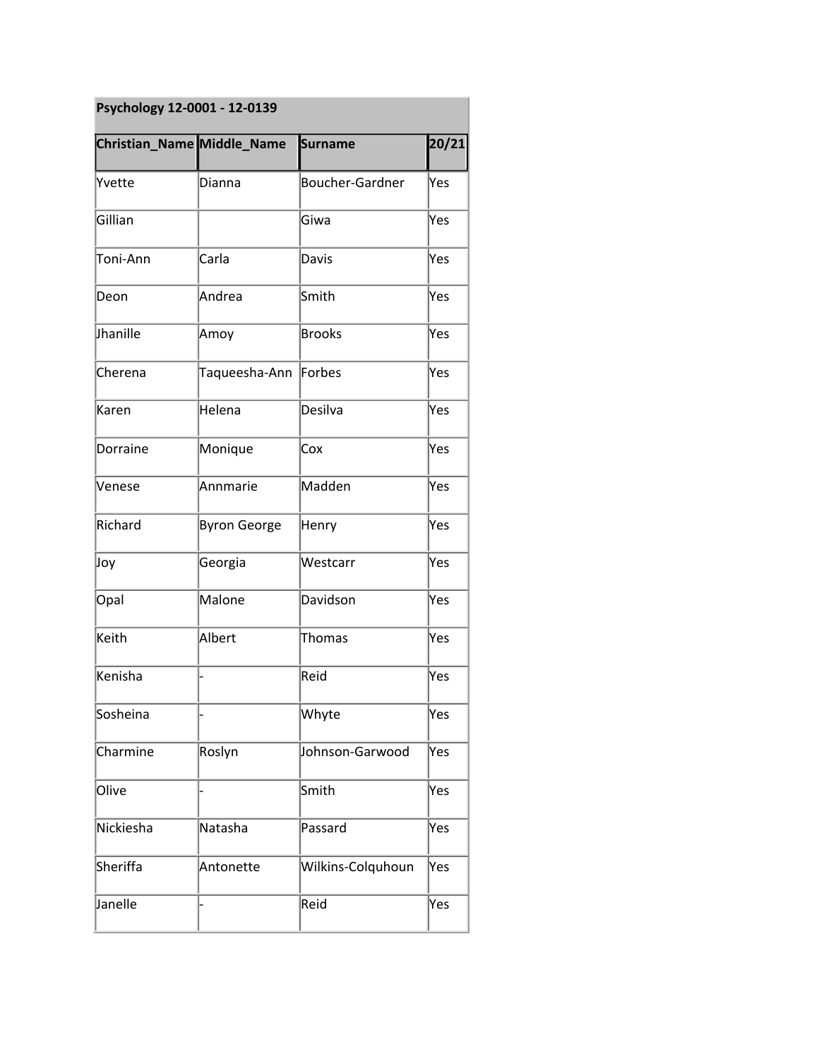| Psychology 12-0001 - 12-0139 | | | |
|---|---|---|---|
| Christian_Name | Middle_Name | Surname | 20/21 |
| Yvette | Dianna | Boucher-Gardner | Yes |
| Gillian | | Giwa | Yes |
| Toni-Ann | Carla | Davis | Yes |
| Deon | Andrea | Smith | Yes |
| Jhanille | Amoy | Brooks | Yes |
| Cherena | Taqueesha-Ann | Forbes | Yes |
| Karen | Helena | Desilva | Yes |
| Dorraine | Monique | Cox | Yes |
| Venese | Annmarie | Madden | Yes |
| Richard | Byron George | Henry | Yes |
| Joy | Georgia | Westcarr | Yes |
| Opal | Malone | Davidson | Yes |
| Keith | Albert | Thomas | Yes |
| Kenisha | - | Reid | Yes |
| Sosheina | - | Whyte | Yes |
| Charmine | Roslyn | Johnson-Garwood | Yes |
| Olive | - | Smith | Yes |
| Nickiesha | Natasha | Passard | Yes |
| Sheriffa | Antonette | Wilkins-Colquhoun | Yes |
| Janelle | - | Reid | Yes |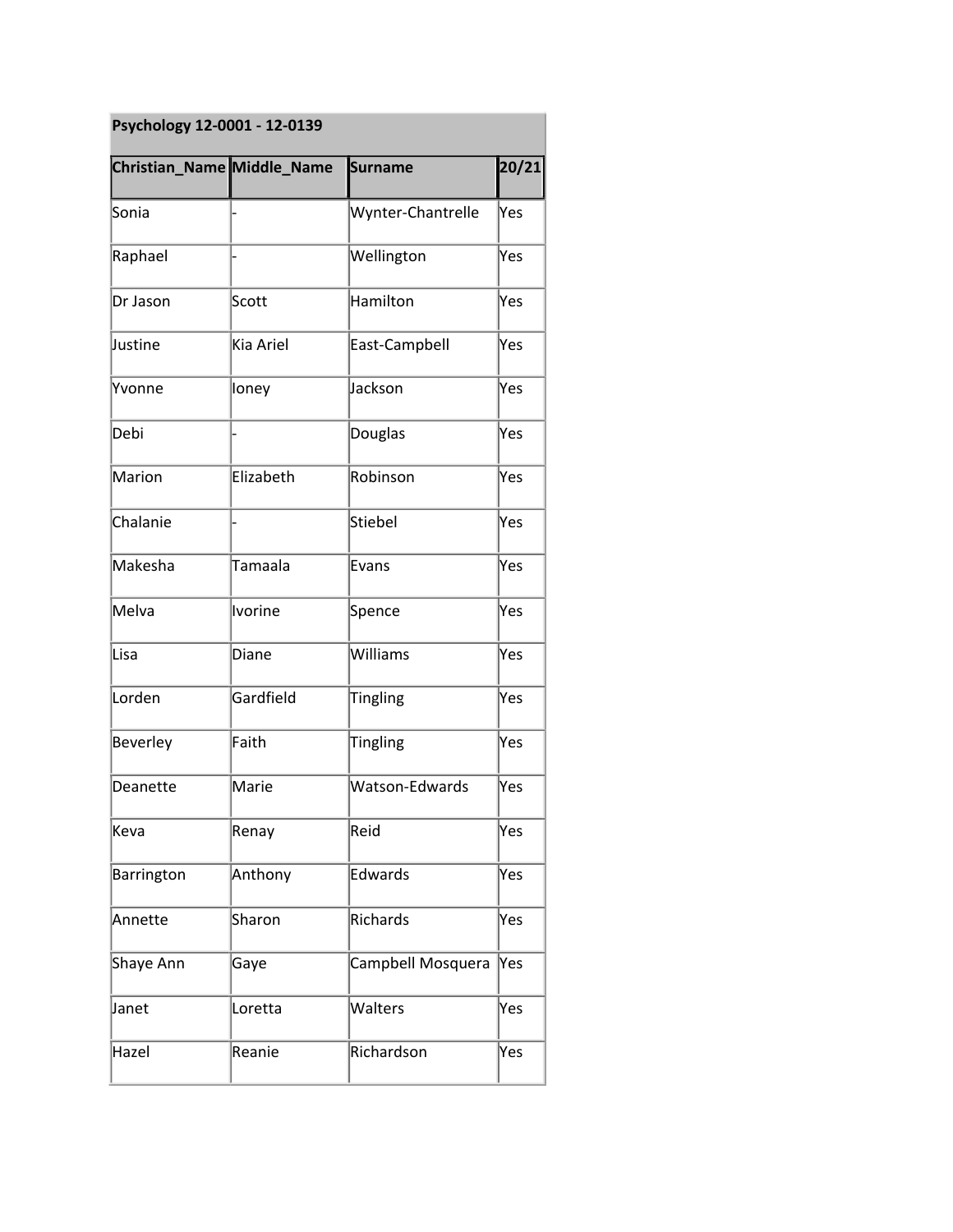| Psychology 12-0001 - 12-0139 | | | |
|---|---|---|---|
| **Christian_Name** | **Middle_Name** | **Surname** | **20/21** |
| Sonia | - | Wynter-Chantrelle | Yes |
| Raphael | - | Wellington | Yes |
| Dr Jason | Scott | Hamilton | Yes |
| Justine | Kia Ariel | East-Campbell | Yes |
| Yvonne | Ioney | Jackson | Yes |
| Debi | - | Douglas | Yes |
| Marion | Elizabeth | Robinson | Yes |
| Chalanie | - | Stiebel | Yes |
| Makesha | Tamaala | Evans | Yes |
| Melva | Ivorine | Spence | Yes |
| Lisa | Diane | Williams | Yes |
| Lorden | Gardfield | Tingling | Yes |
| Beverley | Faith | Tingling | Yes |
| Deanette | Marie | Watson-Edwards | Yes |
| Keva | Renay | Reid | Yes |
| Barrington | Anthony | Edwards | Yes |
| Annette | Sharon | Richards | Yes |
| Shaye Ann | Gaye | Campbell Mosquera | Yes |
| Janet | Loretta | Walters | Yes |
| Hazel | Reanie | Richardson | Yes |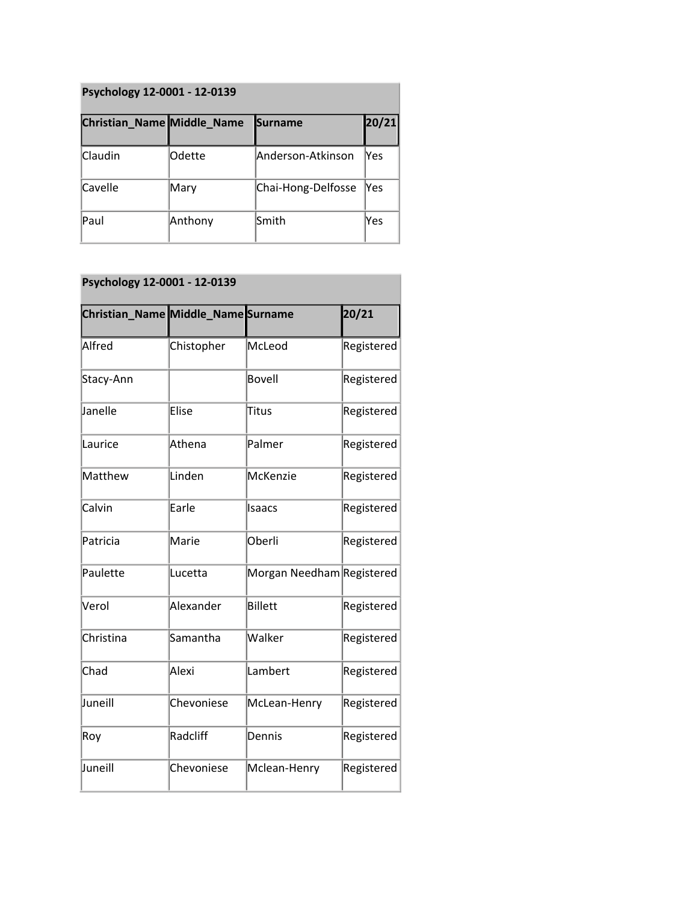| Psychology 12-0001 - 12-0139 | | | |
|---|---|---|---|
| **Christian_Name** | **Middle_Name** | **Surname** | **20/21** |
| Claudin | Odette | Anderson-Atkinson | Yes |
| Cavelle | Mary | Chai-Hong-Delfosse | Yes |
| Paul | Anthony | Smith | Yes |

| Psychology 12-0001 - 12-0139 | | | |
|---|---|---|---|
| **Christian_Name** | **Middle_Name** | **Surname** | **20/21** |
| Alfred | Chistopher | McLeod | Registered |
| Stacy-Ann | | Bovell | Registered |
| Janelle | Elise | Titus | Registered |
| Laurice | Athena | Palmer | Registered |
| Matthew | Linden | McKenzie | Registered |
| Calvin | Earle | Isaacs | Registered |
| Patricia | Marie | Oberli | Registered |
| Paulette | Lucetta | Morgan Needham | Registered |
| Verol | Alexander | Billett | Registered |
| Christina | Samantha | Walker | Registered |
| Chad | Alexi | Lambert | Registered |
| Juneill | Chevoniese | McLean-Henry | Registered |
| Roy | Radcliff | Dennis | Registered |
| Juneill | Chevoniese | Mclean-Henry | Registered |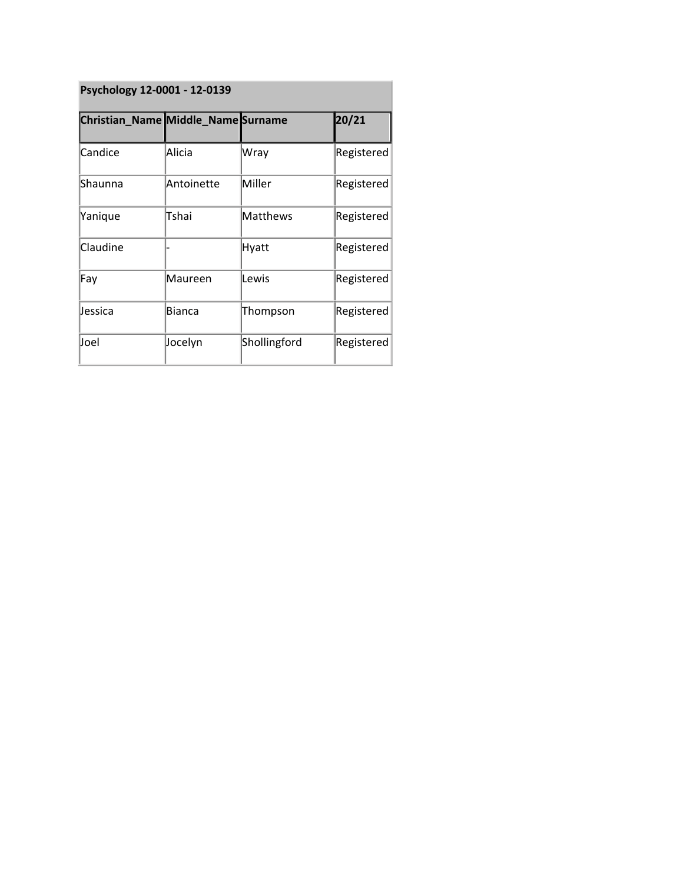| Psychology 12-0001 - 12-0139 | | | |
|---|---|---|---|
| **Christian_Name** | **Middle_Name** | **Surname** | **20/21** |
| Candice | Alicia | Wray | Registered |
| Shaunna | Antoinette | Miller | Registered |
| Yanique | Tshai | Matthews | Registered |
| Claudine | - | Hyatt | Registered |
| Fay | Maureen | Lewis | Registered |
| Jessica | Bianca | Thompson | Registered |
| Joel | Jocelyn | Shollingford | Registered |